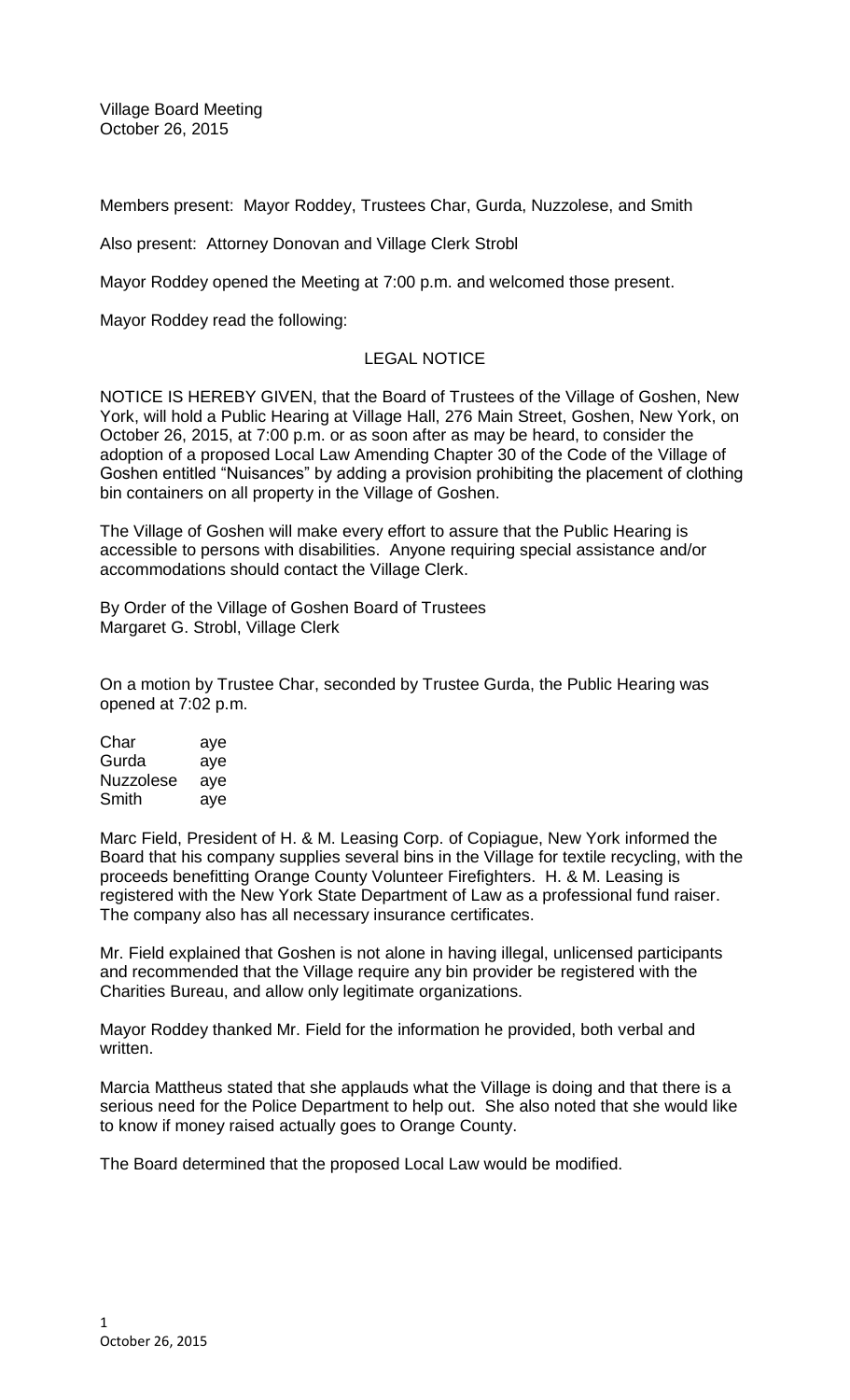Village Board Meeting
October 26, 2015

Members present: Mayor Roddey, Trustees Char, Gurda, Nuzzolese, and Smith

Also present: Attorney Donovan and Village Clerk Strobl

Mayor Roddey opened the Meeting at 7:00 p.m. and welcomed those present.

Mayor Roddey read the following:

LEGAL NOTICE

NOTICE IS HEREBY GIVEN, that the Board of Trustees of the Village of Goshen, New York, will hold a Public Hearing at Village Hall, 276 Main Street, Goshen, New York, on October 26, 2015, at 7:00 p.m. or as soon after as may be heard, to consider the adoption of a proposed Local Law Amending Chapter 30 of the Code of the Village of Goshen entitled "Nuisances" by adding a provision prohibiting the placement of clothing bin containers on all property in the Village of Goshen.

The Village of Goshen will make every effort to assure that the Public Hearing is accessible to persons with disabilities. Anyone requiring special assistance and/or accommodations should contact the Village Clerk.

By Order of the Village of Goshen Board of Trustees
Margaret G. Strobl, Village Clerk

On a motion by Trustee Char, seconded by Trustee Gurda, the Public Hearing was opened at 7:02 p.m.

| | |
|---|---|
| Char | aye |
| Gurda | aye |
| Nuzzolese | aye |
| Smith | aye |

Marc Field, President of H. & M. Leasing Corp. of Copiague, New York informed the Board that his company supplies several bins in the Village for textile recycling, with the proceeds benefitting Orange County Volunteer Firefighters. H. & M. Leasing is registered with the New York State Department of Law as a professional fund raiser. The company also has all necessary insurance certificates.

Mr. Field explained that Goshen is not alone in having illegal, unlicensed participants and recommended that the Village require any bin provider be registered with the Charities Bureau, and allow only legitimate organizations.

Mayor Roddey thanked Mr. Field for the information he provided, both verbal and written.

Marcia Mattheus stated that she applauds what the Village is doing and that there is a serious need for the Police Department to help out. She also noted that she would like to know if money raised actually goes to Orange County.

The Board determined that the proposed Local Law would be modified.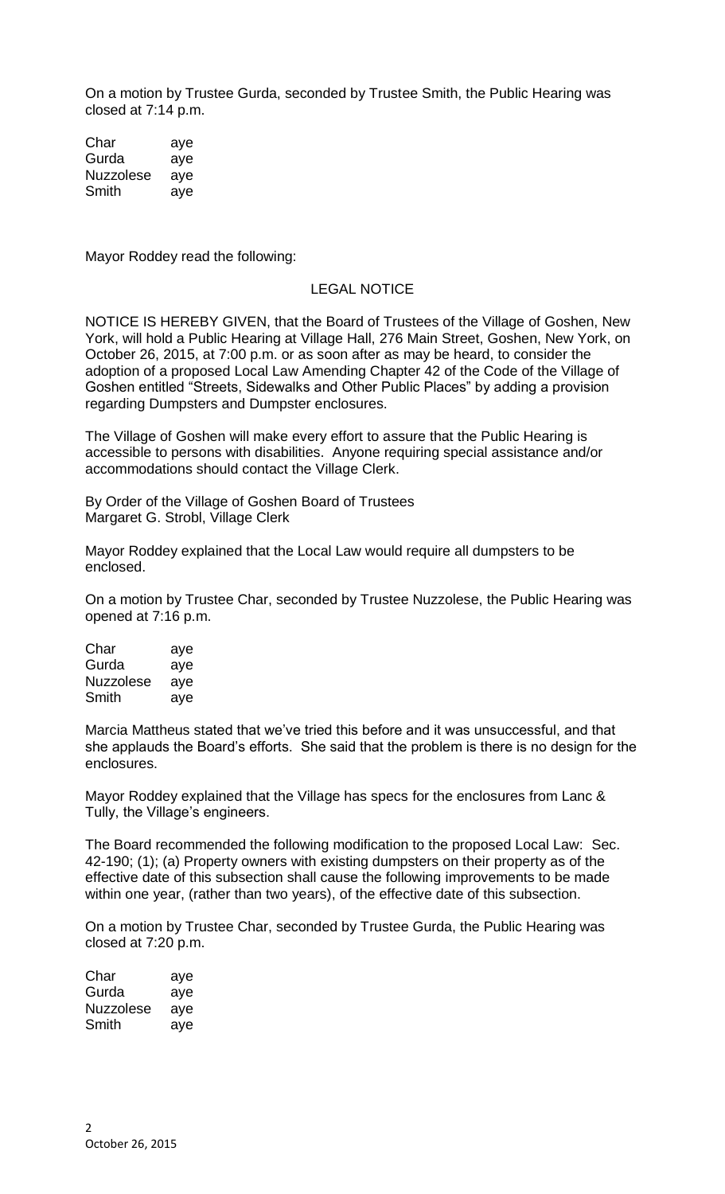On a motion by Trustee Gurda, seconded by Trustee Smith, the Public Hearing was closed at 7:14 p.m.

| | |
|---|---|
| Char | aye |
| Gurda | aye |
| Nuzzolese | aye |
| Smith | aye |

Mayor Roddey read the following:

LEGAL NOTICE

NOTICE IS HEREBY GIVEN, that the Board of Trustees of the Village of Goshen, New York, will hold a Public Hearing at Village Hall, 276 Main Street, Goshen, New York, on October 26, 2015, at 7:00 p.m. or as soon after as may be heard, to consider the adoption of a proposed Local Law Amending Chapter 42 of the Code of the Village of Goshen entitled "Streets, Sidewalks and Other Public Places" by adding a provision regarding Dumpsters and Dumpster enclosures.

The Village of Goshen will make every effort to assure that the Public Hearing is accessible to persons with disabilities. Anyone requiring special assistance and/or accommodations should contact the Village Clerk.

By Order of the Village of Goshen Board of Trustees
Margaret G. Strobl, Village Clerk

Mayor Roddey explained that the Local Law would require all dumpsters to be enclosed.

On a motion by Trustee Char, seconded by Trustee Nuzzolese, the Public Hearing was opened at 7:16 p.m.

| | |
|---|---|
| Char | aye |
| Gurda | aye |
| Nuzzolese | aye |
| Smith | aye |

Marcia Mattheus stated that we've tried this before and it was unsuccessful, and that she applauds the Board's efforts. She said that the problem is there is no design for the enclosures.

Mayor Roddey explained that the Village has specs for the enclosures from Lanc & Tully, the Village's engineers.

The Board recommended the following modification to the proposed Local Law: Sec. 42-190; (1); (a) Property owners with existing dumpsters on their property as of the effective date of this subsection shall cause the following improvements to be made within one year, (rather than two years), of the effective date of this subsection.

On a motion by Trustee Char, seconded by Trustee Gurda, the Public Hearing was closed at 7:20 p.m.

| | |
|---|---|
| Char | aye |
| Gurda | aye |
| Nuzzolese | aye |
| Smith | aye |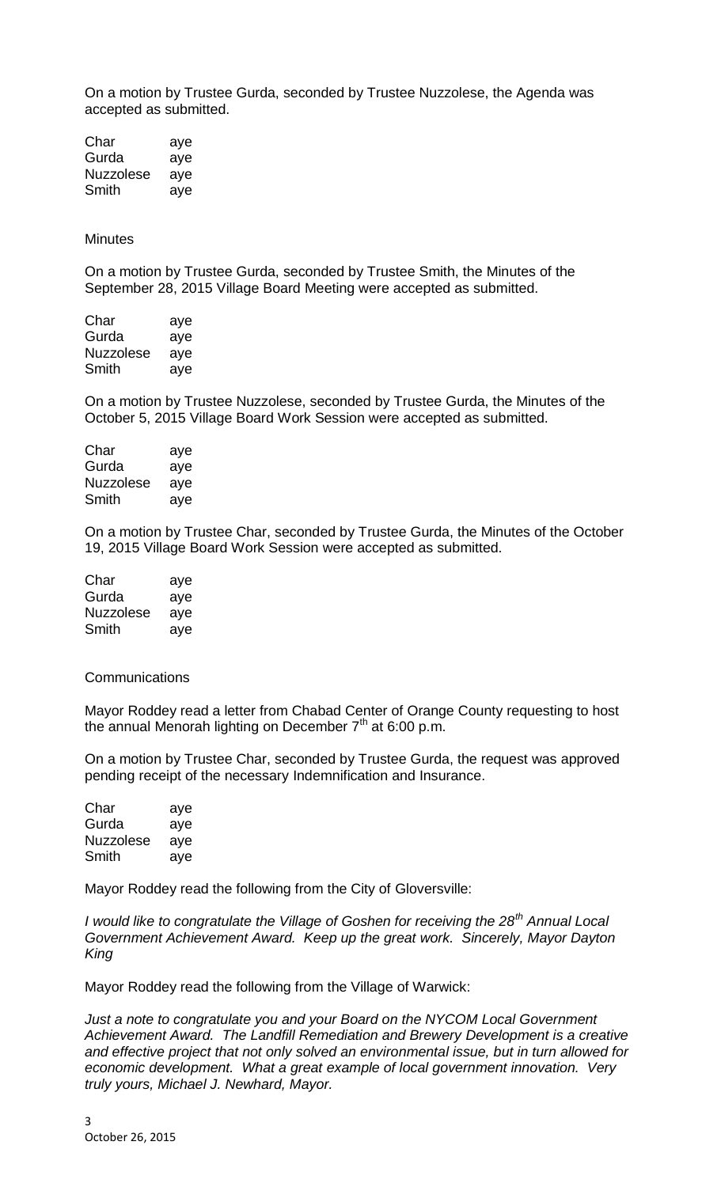On a motion by Trustee Gurda, seconded by Trustee Nuzzolese, the Agenda was accepted as submitted.

| | |
|---|---|
| Char | aye |
| Gurda | aye |
| Nuzzolese | aye |
| Smith | aye |

Minutes

On a motion by Trustee Gurda, seconded by Trustee Smith, the Minutes of the September 28, 2015 Village Board Meeting were accepted as submitted.

| | |
|---|---|
| Char | aye |
| Gurda | aye |
| Nuzzolese | aye |
| Smith | aye |

On a motion by Trustee Nuzzolese, seconded by Trustee Gurda, the Minutes of the October 5, 2015 Village Board Work Session were accepted as submitted.

| | |
|---|---|
| Char | aye |
| Gurda | aye |
| Nuzzolese | aye |
| Smith | aye |

On a motion by Trustee Char, seconded by Trustee Gurda, the Minutes of the October 19, 2015 Village Board Work Session were accepted as submitted.

| | |
|---|---|
| Char | aye |
| Gurda | aye |
| Nuzzolese | aye |
| Smith | aye |

Communications

Mayor Roddey read a letter from Chabad Center of Orange County requesting to host the annual Menorah lighting on December 7th at 6:00 p.m.

On a motion by Trustee Char, seconded by Trustee Gurda, the request was approved pending receipt of the necessary Indemnification and Insurance.

| | |
|---|---|
| Char | aye |
| Gurda | aye |
| Nuzzolese | aye |
| Smith | aye |

Mayor Roddey read the following from the City of Gloversville:

*I would like to congratulate the Village of Goshen for receiving the 28th Annual Local Government Achievement Award. Keep up the great work. Sincerely, Mayor Dayton King*

Mayor Roddey read the following from the Village of Warwick:

*Just a note to congratulate you and your Board on the NYCOM Local Government Achievement Award. The Landfill Remediation and Brewery Development is a creative and effective project that not only solved an environmental issue, but in turn allowed for economic development. What a great example of local government innovation. Very truly yours, Michael J. Newhard, Mayor.*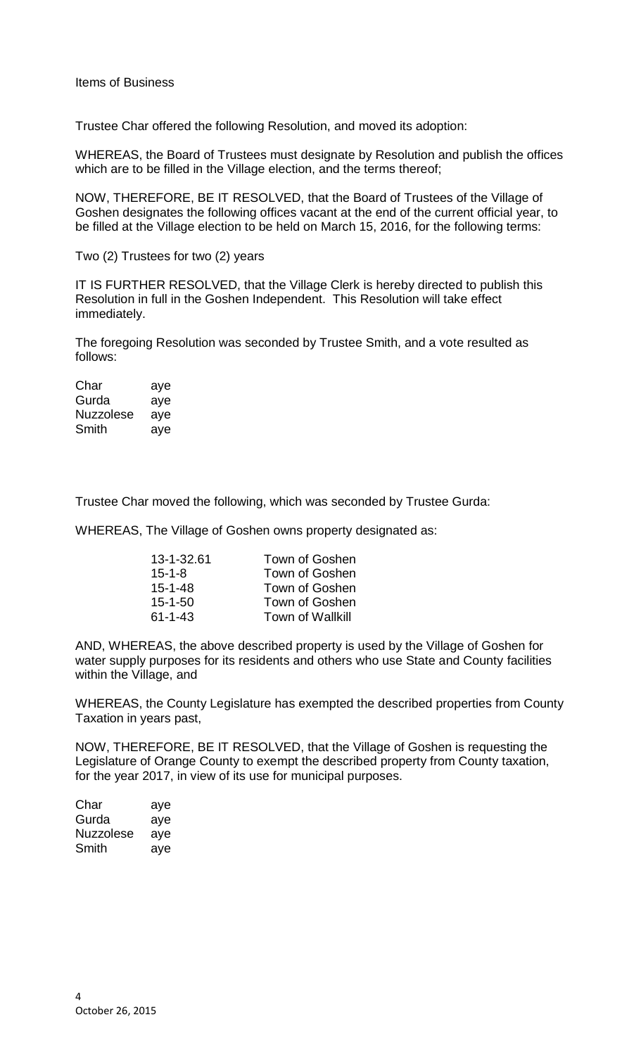Items of Business

Trustee Char offered the following Resolution, and moved its adoption:

WHEREAS, the Board of Trustees must designate by Resolution and publish the offices which are to be filled in the Village election, and the terms thereof;

NOW, THEREFORE, BE IT RESOLVED, that the Board of Trustees of the Village of Goshen designates the following offices vacant at the end of the current official year, to be filled at the Village election to be held on March 15, 2016, for the following terms:

Two (2) Trustees for two (2) years

IT IS FURTHER RESOLVED, that the Village Clerk is hereby directed to publish this Resolution in full in the Goshen Independent. This Resolution will take effect immediately.

The foregoing Resolution was seconded by Trustee Smith, and a vote resulted as follows:

| | |
|---|---|
| Char | aye |
| Gurda | aye |
| Nuzzolese | aye |
| Smith | aye |

Trustee Char moved the following, which was seconded by Trustee Gurda:

WHEREAS, The Village of Goshen owns property designated as:

| | |
|---|---|
| 13-1-32.61 | Town of Goshen |
| 15-1-8 | Town of Goshen |
| 15-1-48 | Town of Goshen |
| 15-1-50 | Town of Goshen |
| 61-1-43 | Town of Wallkill |

AND, WHEREAS, the above described property is used by the Village of Goshen for water supply purposes for its residents and others who use State and County facilities within the Village, and

WHEREAS, the County Legislature has exempted the described properties from County Taxation in years past,

NOW, THEREFORE, BE IT RESOLVED, that the Village of Goshen is requesting the Legislature of Orange County to exempt the described property from County taxation, for the year 2017, in view of its use for municipal purposes.

| | |
|---|---|
| Char | aye |
| Gurda | aye |
| Nuzzolese | aye |
| Smith | aye |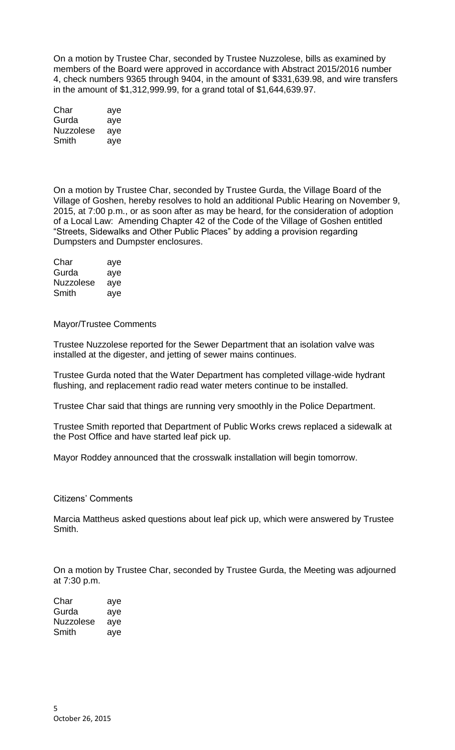On a motion by Trustee Char, seconded by Trustee Nuzzolese, bills as examined by members of the Board were approved in accordance with Abstract 2015/2016 number 4, check numbers 9365 through 9404, in the amount of $331,639.98, and wire transfers in the amount of $1,312,999.99, for a grand total of $1,644,639.97.

| | |
|---|---|
| Char | aye |
| Gurda | aye |
| Nuzzolese | aye |
| Smith | aye |

On a motion by Trustee Char, seconded by Trustee Gurda, the Village Board of the Village of Goshen, hereby resolves to hold an additional Public Hearing on November 9, 2015, at 7:00 p.m., or as soon after as may be heard, for the consideration of adoption of a Local Law: Amending Chapter 42 of the Code of the Village of Goshen entitled "Streets, Sidewalks and Other Public Places" by adding a provision regarding Dumpsters and Dumpster enclosures.

| | |
|---|---|
| Char | aye |
| Gurda | aye |
| Nuzzolese | aye |
| Smith | aye |

Mayor/Trustee Comments

Trustee Nuzzolese reported for the Sewer Department that an isolation valve was installed at the digester, and jetting of sewer mains continues.

Trustee Gurda noted that the Water Department has completed village-wide hydrant flushing, and replacement radio read water meters continue to be installed.

Trustee Char said that things are running very smoothly in the Police Department.

Trustee Smith reported that Department of Public Works crews replaced a sidewalk at the Post Office and have started leaf pick up.

Mayor Roddey announced that the crosswalk installation will begin tomorrow.

Citizens' Comments

Marcia Mattheus asked questions about leaf pick up, which were answered by Trustee Smith.

On a motion by Trustee Char, seconded by Trustee Gurda, the Meeting was adjourned at 7:30 p.m.

| | |
|---|---|
| Char | aye |
| Gurda | aye |
| Nuzzolese | aye |
| Smith | aye |

October 26, 2015